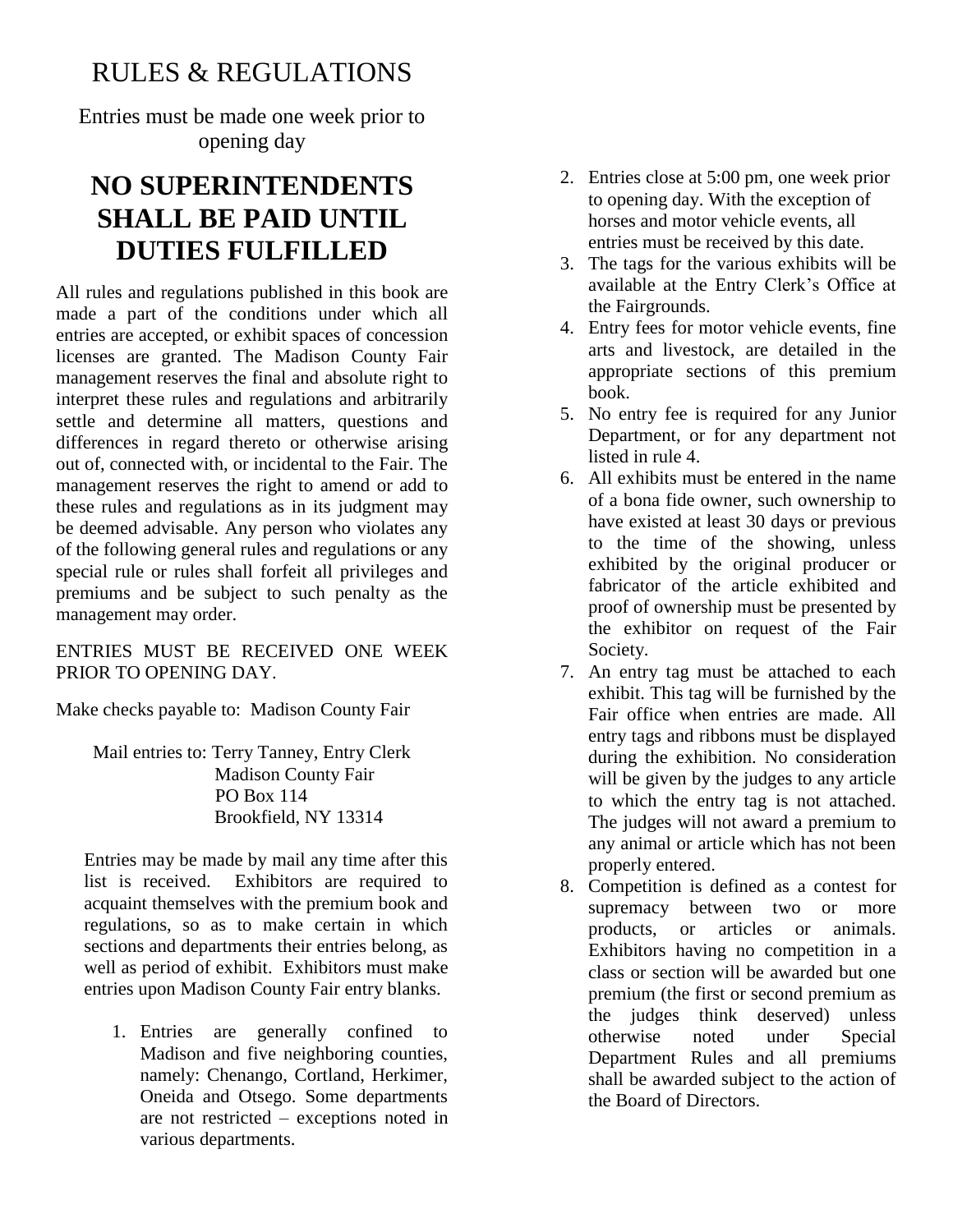# RULES & REGULATIONS

Entries must be made one week prior to opening day

## NO SUPERINTENDENTS SHALL BE PAID UNTIL DUTIES FULFILLED

All rules and regulations published in this book are made a part of the conditions under which all entries are accepted, or exhibit spaces of concession licenses are granted. The Madison County Fair management reserves the final and absolute right to interpret these rules and regulations and arbitrarily settle and determine all matters, questions and differences in regard thereto or otherwise arising out of, connected with, or incidental to the Fair. The management reserves the right to amend or add to these rules and regulations as in its judgment may be deemed advisable. Any person who violates any of the following general rules and regulations or any special rule or rules shall forfeit all privileges and premiums and be subject to such penalty as the management may order.

ENTRIES MUST BE RECEIVED ONE WEEK PRIOR TO OPENING DAY.

Make checks payable to: Madison County Fair

Mail entries to: Terry Tanney, Entry Clerk
Madison County Fair
PO Box 114
Brookfield, NY 13314

Entries may be made by mail any time after this list is received. Exhibitors are required to acquaint themselves with the premium book and regulations, so as to make certain in which sections and departments their entries belong, as well as period of exhibit. Exhibitors must make entries upon Madison County Fair entry blanks.

1. Entries are generally confined to Madison and five neighboring counties, namely: Chenango, Cortland, Herkimer, Oneida and Otsego. Some departments are not restricted – exceptions noted in various departments.
2. Entries close at 5:00 pm, one week prior to opening day. With the exception of horses and motor vehicle events, all entries must be received by this date.
3. The tags for the various exhibits will be available at the Entry Clerk's Office at the Fairgrounds.
4. Entry fees for motor vehicle events, fine arts and livestock, are detailed in the appropriate sections of this premium book.
5. No entry fee is required for any Junior Department, or for any department not listed in rule 4.
6. All exhibits must be entered in the name of a bona fide owner, such ownership to have existed at least 30 days or previous to the time of the showing, unless exhibited by the original producer or fabricator of the article exhibited and proof of ownership must be presented by the exhibitor on request of the Fair Society.
7. An entry tag must be attached to each exhibit. This tag will be furnished by the Fair office when entries are made. All entry tags and ribbons must be displayed during the exhibition. No consideration will be given by the judges to any article to which the entry tag is not attached. The judges will not award a premium to any animal or article which has not been properly entered.
8. Competition is defined as a contest for supremacy between two or more products, or articles or animals. Exhibitors having no competition in a class or section will be awarded but one premium (the first or second premium as the judges think deserved) unless otherwise noted under Special Department Rules and all premiums shall be awarded subject to the action of the Board of Directors.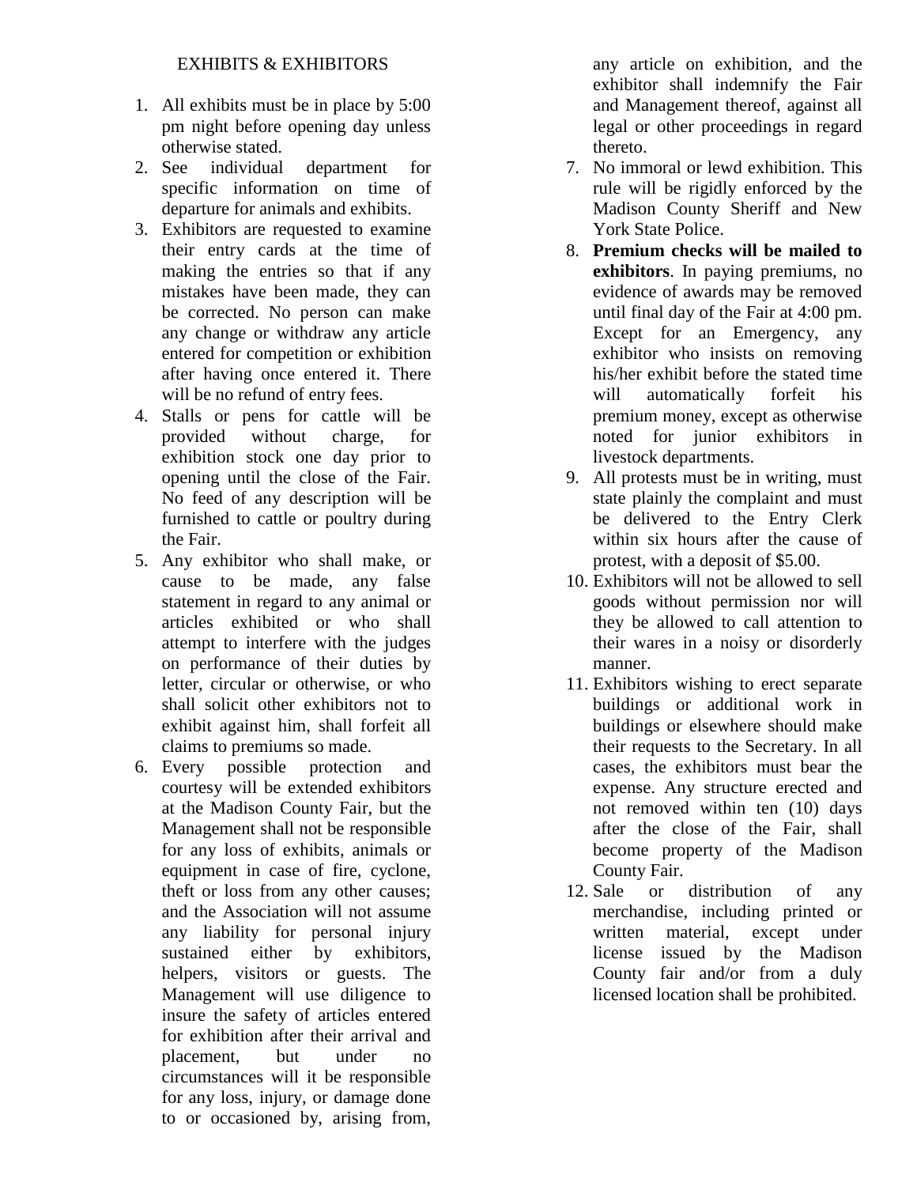## EXHIBITS & EXHIBITORS

1. All exhibits must be in place by 5:00 pm night before opening day unless otherwise stated.
2. See individual department for specific information on time of departure for animals and exhibits.
3. Exhibitors are requested to examine their entry cards at the time of making the entries so that if any mistakes have been made, they can be corrected. No person can make any change or withdraw any article entered for competition or exhibition after having once entered it. There will be no refund of entry fees.
4. Stalls or pens for cattle will be provided without charge, for exhibition stock one day prior to opening until the close of the Fair. No feed of any description will be furnished to cattle or poultry during the Fair.
5. Any exhibitor who shall make, or cause to be made, any false statement in regard to any animal or articles exhibited or who shall attempt to interfere with the judges on performance of their duties by letter, circular or otherwise, or who shall solicit other exhibitors not to exhibit against him, shall forfeit all claims to premiums so made.
6. Every possible protection and courtesy will be extended exhibitors at the Madison County Fair, but the Management shall not be responsible for any loss of exhibits, animals or equipment in case of fire, cyclone, theft or loss from any other causes; and the Association will not assume any liability for personal injury sustained either by exhibitors, helpers, visitors or guests. The Management will use diligence to insure the safety of articles entered for exhibition after their arrival and placement, but under no circumstances will it be responsible for any loss, injury, or damage done to or occasioned by, arising from, any article on exhibition, and the exhibitor shall indemnify the Fair and Management thereof, against all legal or other proceedings in regard thereto.
7. No immoral or lewd exhibition. This rule will be rigidly enforced by the Madison County Sheriff and New York State Police.
8. **Premium checks will be mailed to exhibitors**. In paying premiums, no evidence of awards may be removed until final day of the Fair at 4:00 pm. Except for an Emergency, any exhibitor who insists on removing his/her exhibit before the stated time will automatically forfeit his premium money, except as otherwise noted for junior exhibitors in livestock departments.
9. All protests must be in writing, must state plainly the complaint and must be delivered to the Entry Clerk within six hours after the cause of protest, with a deposit of $5.00.
10. Exhibitors will not be allowed to sell goods without permission nor will they be allowed to call attention to their wares in a noisy or disorderly manner.
11. Exhibitors wishing to erect separate buildings or additional work in buildings or elsewhere should make their requests to the Secretary. In all cases, the exhibitors must bear the expense. Any structure erected and not removed within ten (10) days after the close of the Fair, shall become property of the Madison County Fair.
12. Sale or distribution of any merchandise, including printed or written material, except under license issued by the Madison County fair and/or from a duly licensed location shall be prohibited.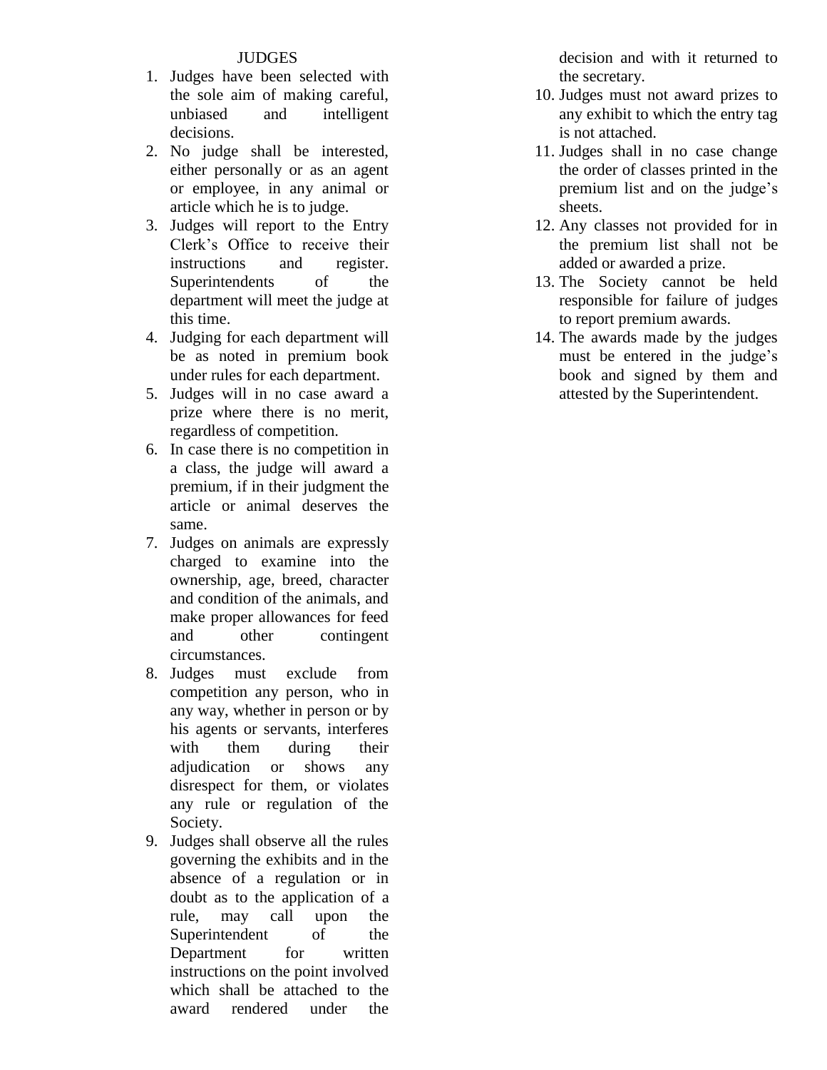## JUDGES

1. Judges have been selected with the sole aim of making careful, unbiased and intelligent decisions.
2. No judge shall be interested, either personally or as an agent or employee, in any animal or article which he is to judge.
3. Judges will report to the Entry Clerk's Office to receive their instructions and register. Superintendents of the department will meet the judge at this time.
4. Judging for each department will be as noted in premium book under rules for each department.
5. Judges will in no case award a prize where there is no merit, regardless of competition.
6. In case there is no competition in a class, the judge will award a premium, if in their judgment the article or animal deserves the same.
7. Judges on animals are expressly charged to examine into the ownership, age, breed, character and condition of the animals, and make proper allowances for feed and other contingent circumstances.
8. Judges must exclude from competition any person, who in any way, whether in person or by his agents or servants, interferes with them during their adjudication or shows any disrespect for them, or violates any rule or regulation of the Society.
9. Judges shall observe all the rules governing the exhibits and in the absence of a regulation or in doubt as to the application of a rule, may call upon the Superintendent of the Department for written instructions on the point involved which shall be attached to the award rendered under the decision and with it returned to the secretary.
10. Judges must not award prizes to any exhibit to which the entry tag is not attached.
11. Judges shall in no case change the order of classes printed in the premium list and on the judge's sheets.
12. Any classes not provided for in the premium list shall not be added or awarded a prize.
13. The Society cannot be held responsible for failure of judges to report premium awards.
14. The awards made by the judges must be entered in the judge's book and signed by them and attested by the Superintendent.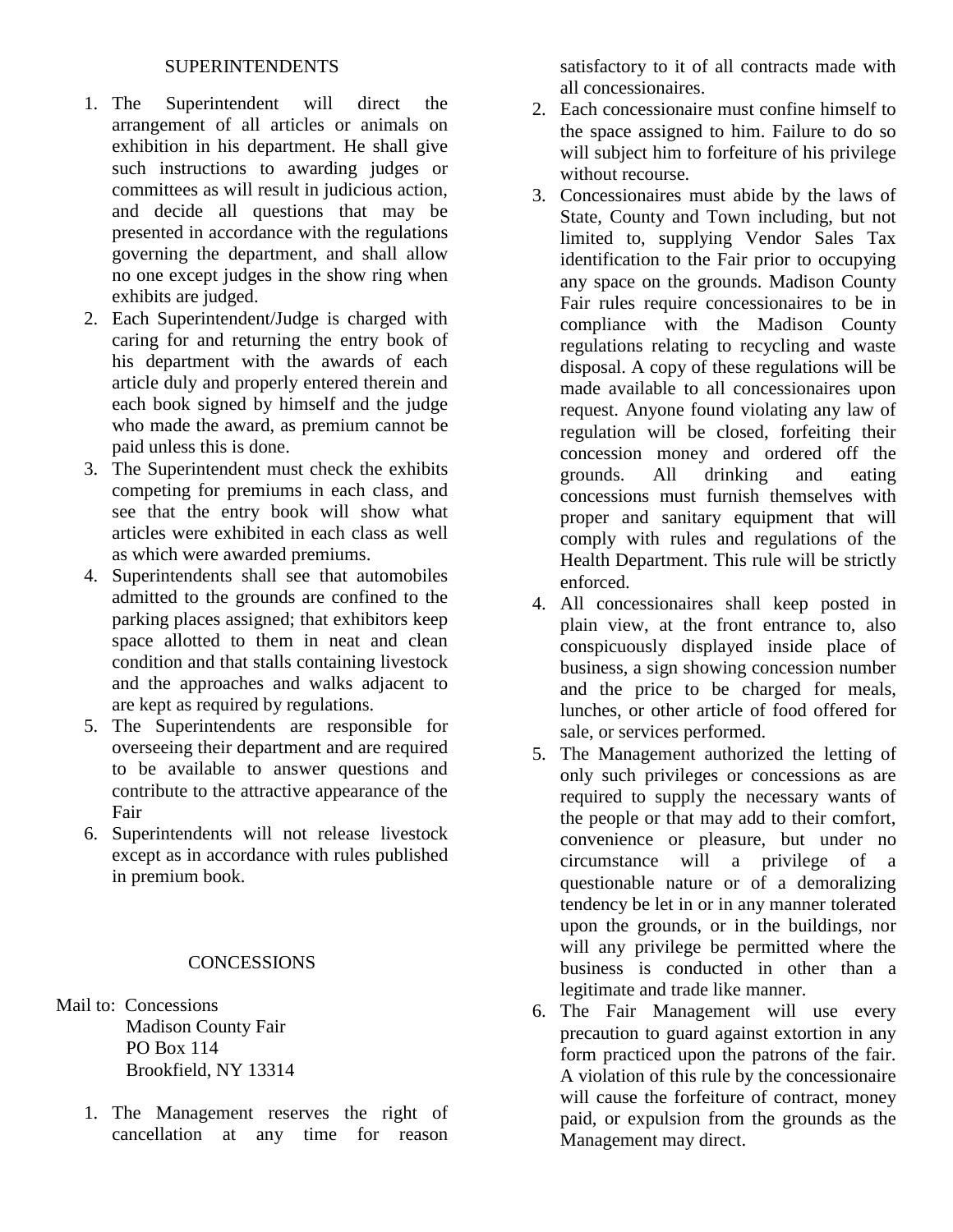## SUPERINTENDENTS

1. The Superintendent will direct the arrangement of all articles or animals on exhibition in his department. He shall give such instructions to awarding judges or committees as will result in judicious action, and decide all questions that may be presented in accordance with the regulations governing the department, and shall allow no one except judges in the show ring when exhibits are judged.
2. Each Superintendent/Judge is charged with caring for and returning the entry book of his department with the awards of each article duly and properly entered therein and each book signed by himself and the judge who made the award, as premium cannot be paid unless this is done.
3. The Superintendent must check the exhibits competing for premiums in each class, and see that the entry book will show what articles were exhibited in each class as well as which were awarded premiums.
4. Superintendents shall see that automobiles admitted to the grounds are confined to the parking places assigned; that exhibitors keep space allotted to them in neat and clean condition and that stalls containing livestock and the approaches and walks adjacent to are kept as required by regulations.
5. The Superintendents are responsible for overseeing their department and are required to be available to answer questions and contribute to the attractive appearance of the Fair
6. Superintendents will not release livestock except as in accordance with rules published in premium book.

## CONCESSIONS

Mail to: Concessions
Madison County Fair
PO Box 114
Brookfield, NY 13314

1. The Management reserves the right of cancellation at any time for reason satisfactory to it of all contracts made with all concessionaires.
2. Each concessionaire must confine himself to the space assigned to him. Failure to do so will subject him to forfeiture of his privilege without recourse.
3. Concessionaires must abide by the laws of State, County and Town including, but not limited to, supplying Vendor Sales Tax identification to the Fair prior to occupying any space on the grounds. Madison County Fair rules require concessionaires to be in compliance with the Madison County regulations relating to recycling and waste disposal. A copy of these regulations will be made available to all concessionaires upon request. Anyone found violating any law of regulation will be closed, forfeiting their concession money and ordered off the grounds. All drinking and eating concessions must furnish themselves with proper and sanitary equipment that will comply with rules and regulations of the Health Department. This rule will be strictly enforced.
4. All concessionaires shall keep posted in plain view, at the front entrance to, also conspicuously displayed inside place of business, a sign showing concession number and the price to be charged for meals, lunches, or other article of food offered for sale, or services performed.
5. The Management authorized the letting of only such privileges or concessions as are required to supply the necessary wants of the people or that may add to their comfort, convenience or pleasure, but under no circumstance will a privilege of a questionable nature or of a demoralizing tendency be let in or in any manner tolerated upon the grounds, or in the buildings, nor will any privilege be permitted where the business is conducted in other than a legitimate and trade like manner.
6. The Fair Management will use every precaution to guard against extortion in any form practiced upon the patrons of the fair. A violation of this rule by the concessionaire will cause the forfeiture of contract, money paid, or expulsion from the grounds as the Management may direct.